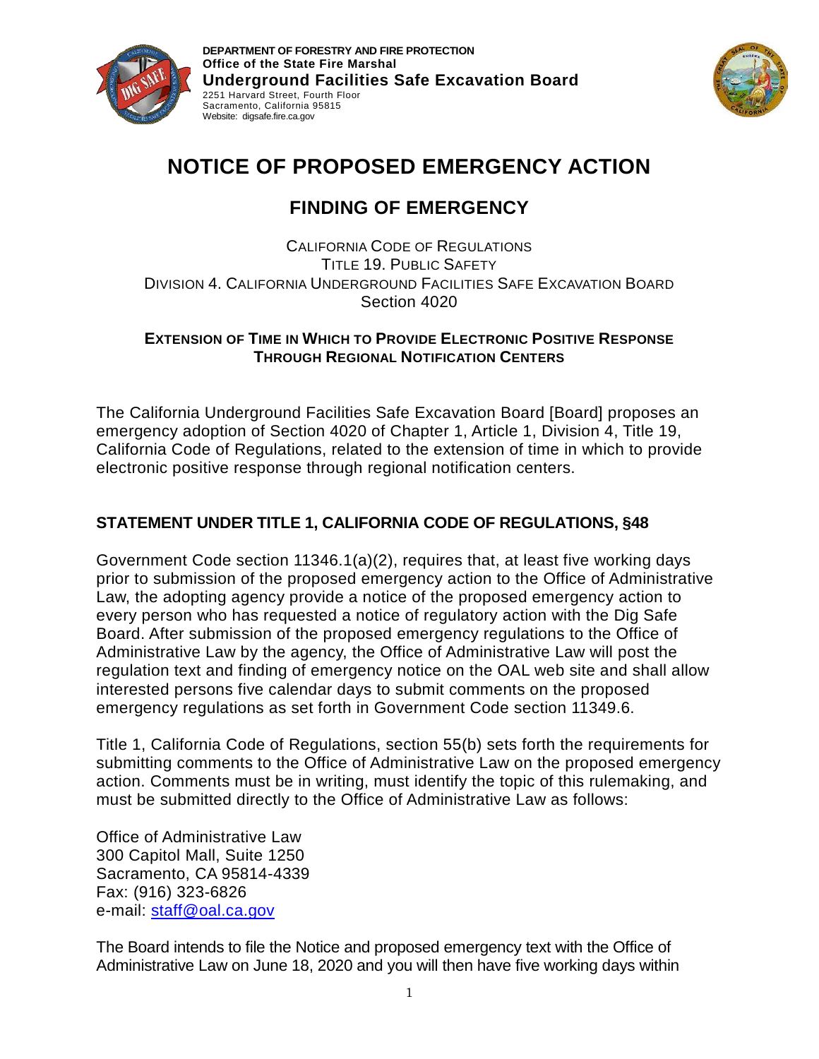DEPARTMENT OF FORESTRY AND FIRE PROTECTION
**Office of the State Fire Marshal**
**Underground Facilities Safe Excavation Board**
2251 Harvard Street, Fourth Floor
Sacramento, California 95815
Website: digsafe.fire.ca.gov

# NOTICE OF PROPOSED EMERGENCY ACTION

## FINDING OF EMERGENCY

CALIFORNIA CODE OF REGULATIONS
TITLE 19. PUBLIC SAFETY
DIVISION 4. CALIFORNIA UNDERGROUND FACILITIES SAFE EXCAVATION BOARD
Section 4020

**EXTENSION OF TIME IN WHICH TO PROVIDE ELECTRONIC POSITIVE RESPONSE THROUGH REGIONAL NOTIFICATION CENTERS**

The California Underground Facilities Safe Excavation Board [Board] proposes an emergency adoption of Section 4020 of Chapter 1, Article 1, Division 4, Title 19, California Code of Regulations, related to the extension of time in which to provide electronic positive response through regional notification centers.

### STATEMENT UNDER TITLE 1, CALIFORNIA CODE OF REGULATIONS, §48

Government Code section 11346.1(a)(2), requires that, at least five working days prior to submission of the proposed emergency action to the Office of Administrative Law, the adopting agency provide a notice of the proposed emergency action to every person who has requested a notice of regulatory action with the Dig Safe Board. After submission of the proposed emergency regulations to the Office of Administrative Law by the agency, the Office of Administrative Law will post the regulation text and finding of emergency notice on the OAL web site and shall allow interested persons five calendar days to submit comments on the proposed emergency regulations as set forth in Government Code section 11349.6.

Title 1, California Code of Regulations, section 55(b) sets forth the requirements for submitting comments to the Office of Administrative Law on the proposed emergency action. Comments must be in writing, must identify the topic of this rulemaking, and must be submitted directly to the Office of Administrative Law as follows:

Office of Administrative Law
300 Capitol Mall, Suite 1250
Sacramento, CA 95814-4339
Fax: (916) 323-6826
e-mail: staff@oal.ca.gov

The Board intends to file the Notice and proposed emergency text with the Office of Administrative Law on June 18, 2020 and you will then have five working days within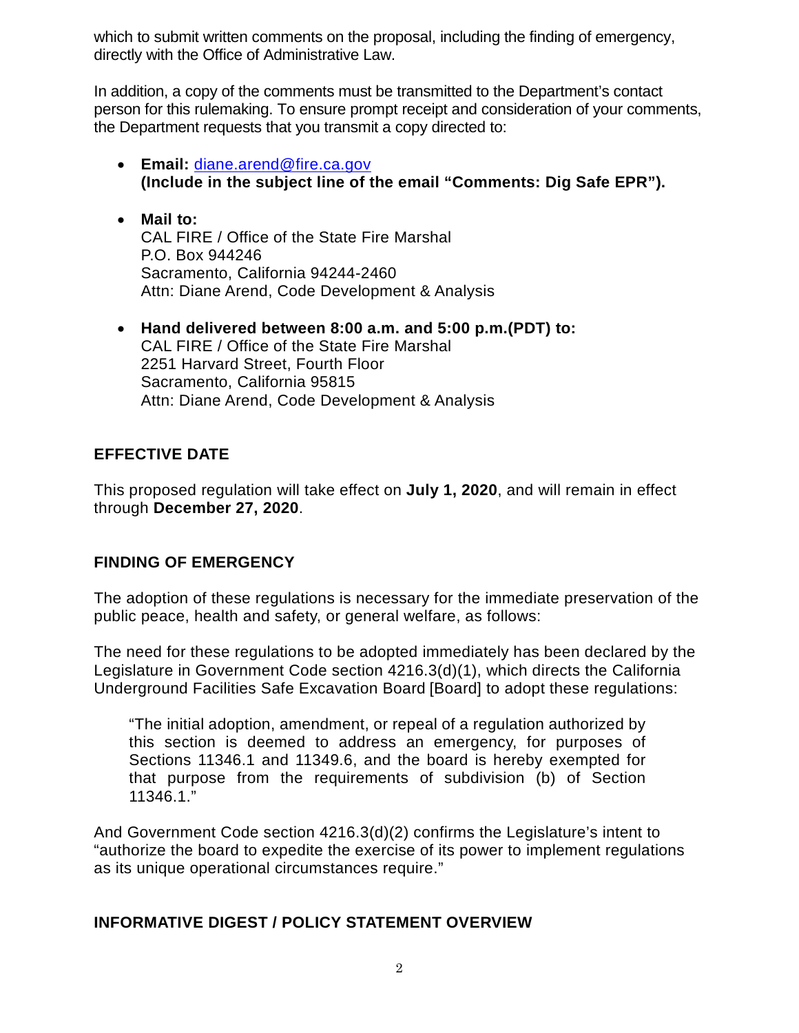which to submit written comments on the proposal, including the finding of emergency, directly with the Office of Administrative Law.

In addition, a copy of the comments must be transmitted to the Department's contact person for this rulemaking. To ensure prompt receipt and consideration of your comments, the Department requests that you transmit a copy directed to:

- **Email:** diane.arend@fire.ca.gov
  **(Include in the subject line of the email "Comments: Dig Safe EPR").**

- **Mail to:**
  CAL FIRE / Office of the State Fire Marshal
  P.O. Box 944246
  Sacramento, California 94244-2460
  Attn: Diane Arend, Code Development & Analysis

- **Hand delivered between 8:00 a.m. and 5:00 p.m.(PDT) to:**
  CAL FIRE / Office of the State Fire Marshal
  2251 Harvard Street, Fourth Floor
  Sacramento, California 95815
  Attn: Diane Arend, Code Development & Analysis

## EFFECTIVE DATE

This proposed regulation will take effect on **July 1, 2020**, and will remain in effect through **December 27, 2020**.

## FINDING OF EMERGENCY

The adoption of these regulations is necessary for the immediate preservation of the public peace, health and safety, or general welfare, as follows:

The need for these regulations to be adopted immediately has been declared by the Legislature in Government Code section 4216.3(d)(1), which directs the California Underground Facilities Safe Excavation Board [Board] to adopt these regulations:

> "The initial adoption, amendment, or repeal of a regulation authorized by this section is deemed to address an emergency, for purposes of Sections 11346.1 and 11349.6, and the board is hereby exempted for that purpose from the requirements of subdivision (b) of Section 11346.1."

And Government Code section 4216.3(d)(2) confirms the Legislature's intent to "authorize the board to expedite the exercise of its power to implement regulations as its unique operational circumstances require."

## INFORMATIVE DIGEST / POLICY STATEMENT OVERVIEW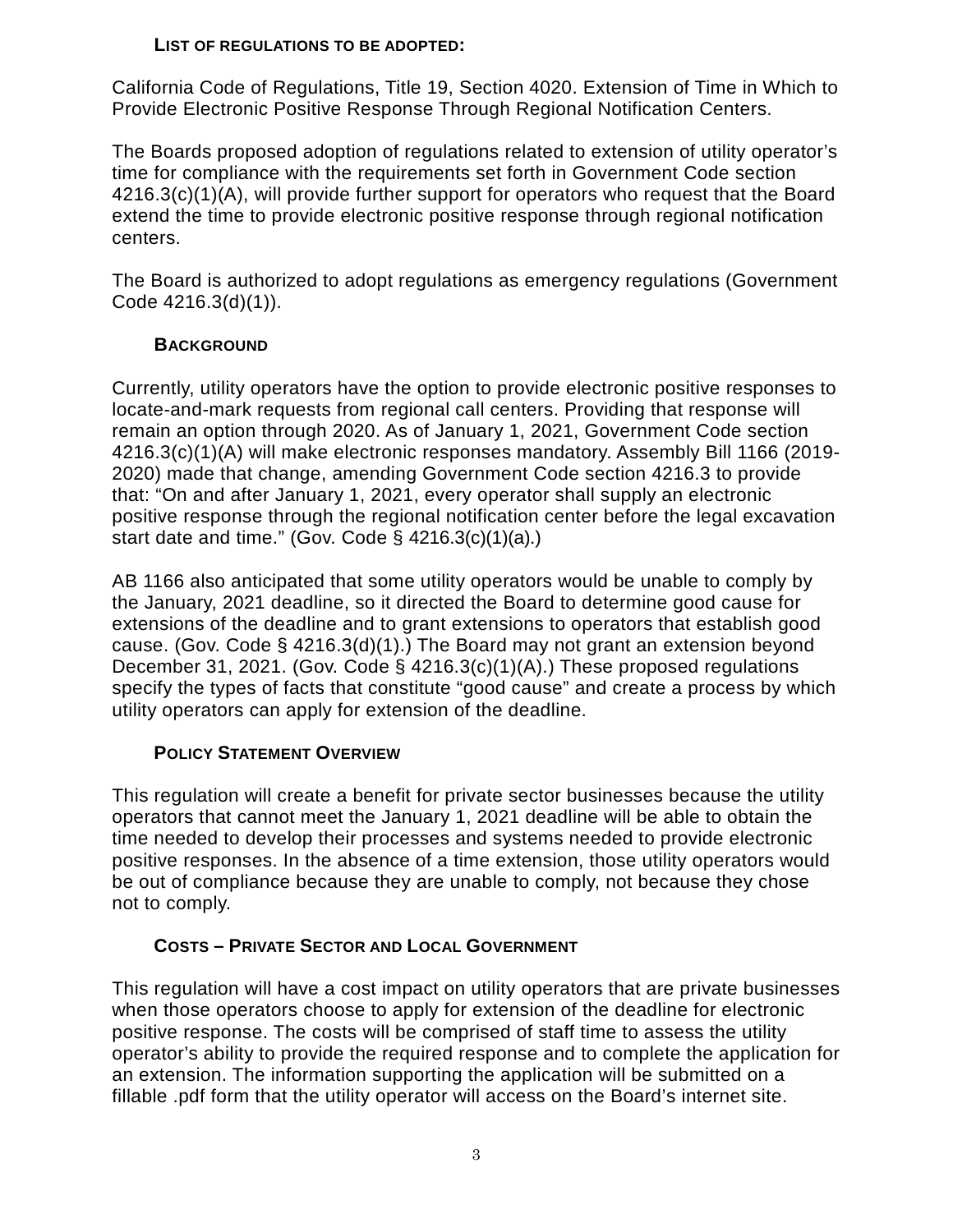## List of regulations to be adopted:

California Code of Regulations, Title 19, Section 4020. Extension of Time in Which to Provide Electronic Positive Response Through Regional Notification Centers.

The Boards proposed adoption of regulations related to extension of utility operator's time for compliance with the requirements set forth in Government Code section 4216.3(c)(1)(A), will provide further support for operators who request that the Board extend the time to provide electronic positive response through regional notification centers.

The Board is authorized to adopt regulations as emergency regulations (Government Code 4216.3(d)(1)).

## Background

Currently, utility operators have the option to provide electronic positive responses to locate-and-mark requests from regional call centers. Providing that response will remain an option through 2020. As of January 1, 2021, Government Code section 4216.3(c)(1)(A) will make electronic responses mandatory. Assembly Bill 1166 (2019-2020) made that change, amending Government Code section 4216.3 to provide that: "On and after January 1, 2021, every operator shall supply an electronic positive response through the regional notification center before the legal excavation start date and time." (Gov. Code § 4216.3(c)(1)(a).)

AB 1166 also anticipated that some utility operators would be unable to comply by the January, 2021 deadline, so it directed the Board to determine good cause for extensions of the deadline and to grant extensions to operators that establish good cause. (Gov. Code § 4216.3(d)(1).) The Board may not grant an extension beyond December 31, 2021. (Gov. Code § 4216.3(c)(1)(A).) These proposed regulations specify the types of facts that constitute "good cause" and create a process by which utility operators can apply for extension of the deadline.

## Policy Statement Overview

This regulation will create a benefit for private sector businesses because the utility operators that cannot meet the January 1, 2021 deadline will be able to obtain the time needed to develop their processes and systems needed to provide electronic positive responses. In the absence of a time extension, those utility operators would be out of compliance because they are unable to comply, not because they chose not to comply.

## Costs – Private Sector and Local Government

This regulation will have a cost impact on utility operators that are private businesses when those operators choose to apply for extension of the deadline for electronic positive response. The costs will be comprised of staff time to assess the utility operator's ability to provide the required response and to complete the application for an extension. The information supporting the application will be submitted on a fillable .pdf form that the utility operator will access on the Board's internet site.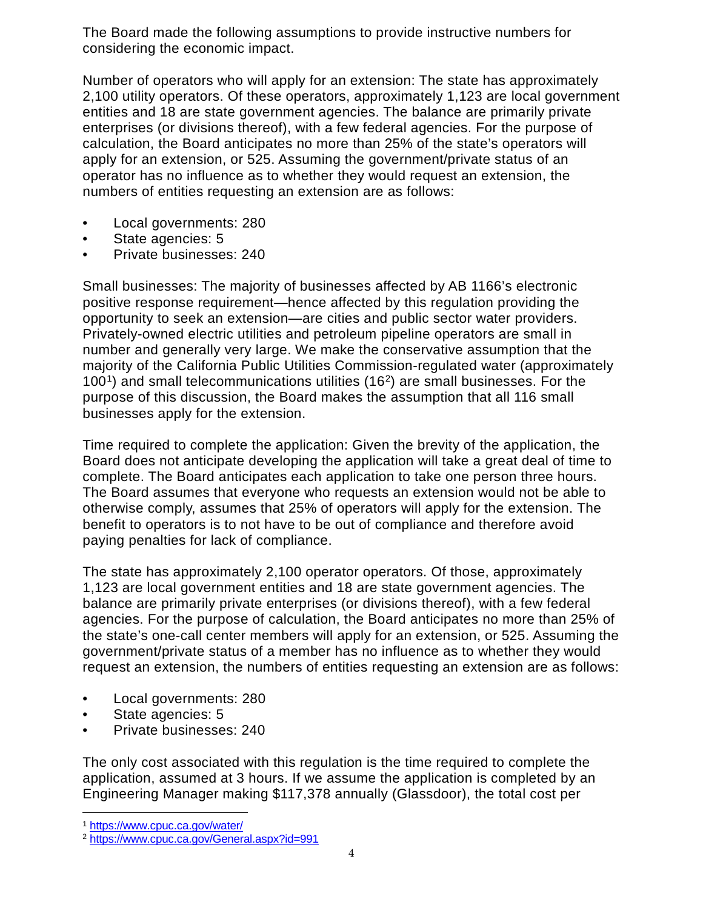The Board made the following assumptions to provide instructive numbers for considering the economic impact.

Number of operators who will apply for an extension: The state has approximately 2,100 utility operators. Of these operators, approximately 1,123 are local government entities and 18 are state government agencies. The balance are primarily private enterprises (or divisions thereof), with a few federal agencies. For the purpose of calculation, the Board anticipates no more than 25% of the state's operators will apply for an extension, or 525. Assuming the government/private status of an operator has no influence as to whether they would request an extension, the numbers of entities requesting an extension are as follows:

- Local governments: 280
- State agencies: 5
- Private businesses: 240

Small businesses: The majority of businesses affected by AB 1166's electronic positive response requirement—hence affected by this regulation providing the opportunity to seek an extension—are cities and public sector water providers. Privately-owned electric utilities and petroleum pipeline operators are small in number and generally very large. We make the conservative assumption that the majority of the California Public Utilities Commission-regulated water (approximately 100[1]) and small telecommunications utilities (16[2]) are small businesses. For the purpose of this discussion, the Board makes the assumption that all 116 small businesses apply for the extension.

Time required to complete the application: Given the brevity of the application, the Board does not anticipate developing the application will take a great deal of time to complete. The Board anticipates each application to take one person three hours. The Board assumes that everyone who requests an extension would not be able to otherwise comply, assumes that 25% of operators will apply for the extension. The benefit to operators is to not have to be out of compliance and therefore avoid paying penalties for lack of compliance.

The state has approximately 2,100 operator operators. Of those, approximately 1,123 are local government entities and 18 are state government agencies. The balance are primarily private enterprises (or divisions thereof), with a few federal agencies. For the purpose of calculation, the Board anticipates no more than 25% of the state's one-call center members will apply for an extension, or 525. Assuming the government/private status of a member has no influence as to whether they would request an extension, the numbers of entities requesting an extension are as follows:

- Local governments: 280
- State agencies: 5
- Private businesses: 240

The only cost associated with this regulation is the time required to complete the application, assumed at 3 hours. If we assume the application is completed by an Engineering Manager making $117,378 annually (Glassdoor), the total cost per

---

[1] https://www.cpuc.ca.gov/water/

[2] https://www.cpuc.ca.gov/General.aspx?id=991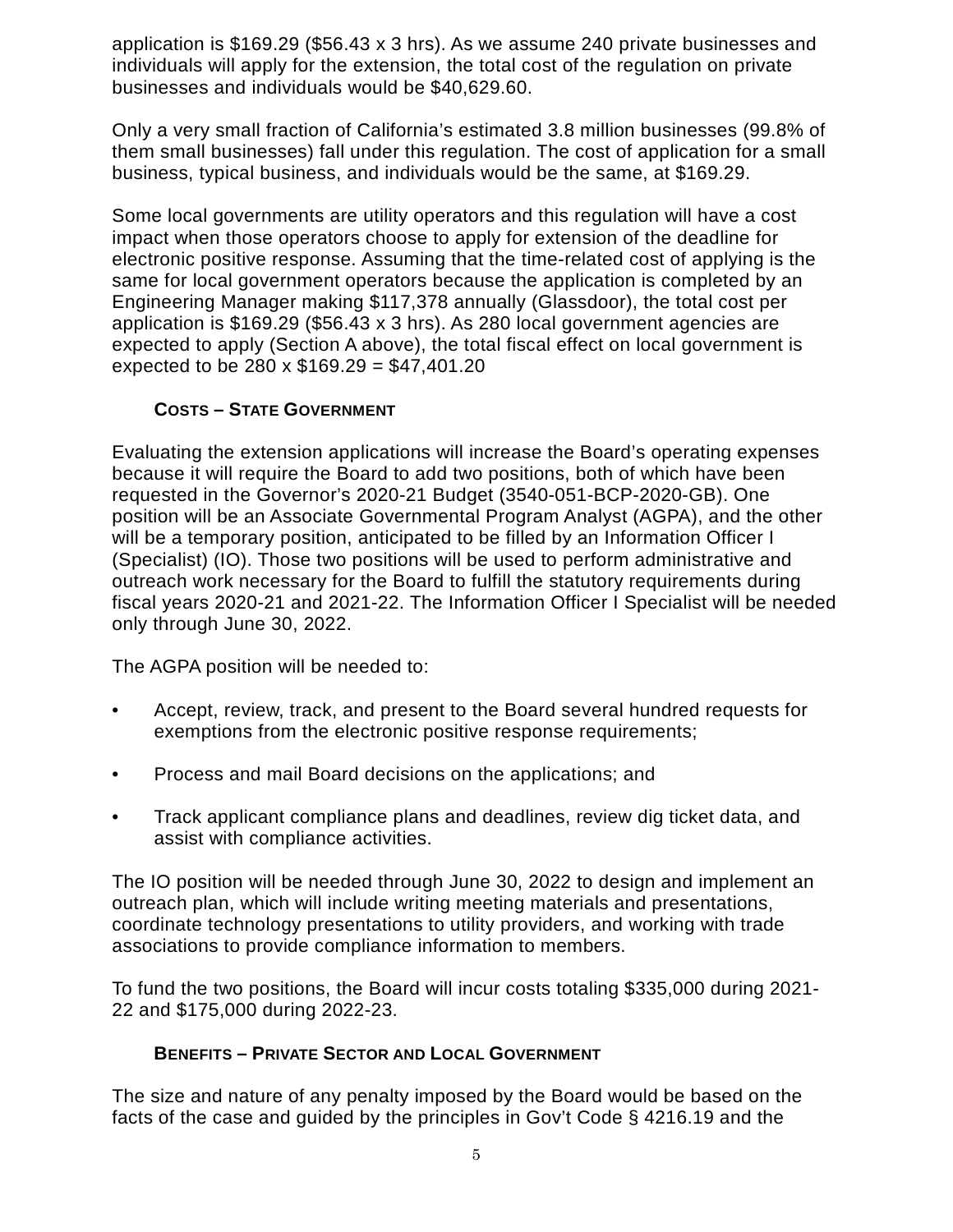application is $169.29 ($56.43 x 3 hrs). As we assume 240 private businesses and individuals will apply for the extension, the total cost of the regulation on private businesses and individuals would be $40,629.60.

Only a very small fraction of California's estimated 3.8 million businesses (99.8% of them small businesses) fall under this regulation. The cost of application for a small business, typical business, and individuals would be the same, at $169.29.

Some local governments are utility operators and this regulation will have a cost impact when those operators choose to apply for extension of the deadline for electronic positive response. Assuming that the time-related cost of applying is the same for local government operators because the application is completed by an Engineering Manager making $117,378 annually (Glassdoor), the total cost per application is $169.29 ($56.43 x 3 hrs). As 280 local government agencies are expected to apply (Section A above), the total fiscal effect on local government is expected to be 280 x $169.29 = $47,401.20

### COSTS – STATE GOVERNMENT

Evaluating the extension applications will increase the Board's operating expenses because it will require the Board to add two positions, both of which have been requested in the Governor's 2020-21 Budget (3540-051-BCP-2020-GB). One position will be an Associate Governmental Program Analyst (AGPA), and the other will be a temporary position, anticipated to be filled by an Information Officer I (Specialist) (IO). Those two positions will be used to perform administrative and outreach work necessary for the Board to fulfill the statutory requirements during fiscal years 2020-21 and 2021-22. The Information Officer I Specialist will be needed only through June 30, 2022.

The AGPA position will be needed to:

- Accept, review, track, and present to the Board several hundred requests for exemptions from the electronic positive response requirements;
- Process and mail Board decisions on the applications; and
- Track applicant compliance plans and deadlines, review dig ticket data, and assist with compliance activities.

The IO position will be needed through June 30, 2022 to design and implement an outreach plan, which will include writing meeting materials and presentations, coordinate technology presentations to utility providers, and working with trade associations to provide compliance information to members.

To fund the two positions, the Board will incur costs totaling $335,000 during 2021-22 and $175,000 during 2022-23.

### BENEFITS – PRIVATE SECTOR AND LOCAL GOVERNMENT

The size and nature of any penalty imposed by the Board would be based on the facts of the case and guided by the principles in Gov't Code § 4216.19 and the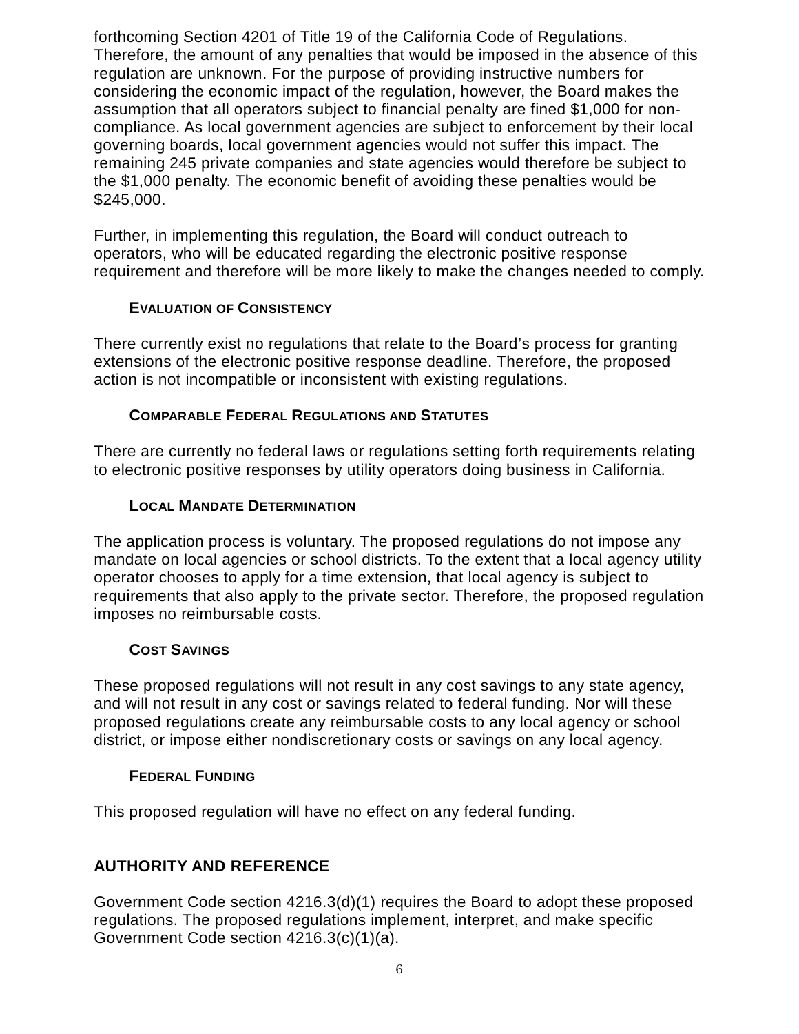forthcoming Section 4201 of Title 19 of the California Code of Regulations. Therefore, the amount of any penalties that would be imposed in the absence of this regulation are unknown. For the purpose of providing instructive numbers for considering the economic impact of the regulation, however, the Board makes the assumption that all operators subject to financial penalty are fined $1,000 for non-compliance. As local government agencies are subject to enforcement by their local governing boards, local government agencies would not suffer this impact. The remaining 245 private companies and state agencies would therefore be subject to the $1,000 penalty. The economic benefit of avoiding these penalties would be $245,000.

Further, in implementing this regulation, the Board will conduct outreach to operators, who will be educated regarding the electronic positive response requirement and therefore will be more likely to make the changes needed to comply.

### Evaluation of Consistency

There currently exist no regulations that relate to the Board's process for granting extensions of the electronic positive response deadline. Therefore, the proposed action is not incompatible or inconsistent with existing regulations.

### Comparable Federal Regulations and Statutes

There are currently no federal laws or regulations setting forth requirements relating to electronic positive responses by utility operators doing business in California.

### Local Mandate Determination

The application process is voluntary. The proposed regulations do not impose any mandate on local agencies or school districts. To the extent that a local agency utility operator chooses to apply for a time extension, that local agency is subject to requirements that also apply to the private sector. Therefore, the proposed regulation imposes no reimbursable costs.

### Cost Savings

These proposed regulations will not result in any cost savings to any state agency, and will not result in any cost or savings related to federal funding. Nor will these proposed regulations create any reimbursable costs to any local agency or school district, or impose either nondiscretionary costs or savings on any local agency.

### Federal Funding

This proposed regulation will have no effect on any federal funding.

## AUTHORITY AND REFERENCE

Government Code section 4216.3(d)(1) requires the Board to adopt these proposed regulations. The proposed regulations implement, interpret, and make specific Government Code section 4216.3(c)(1)(a).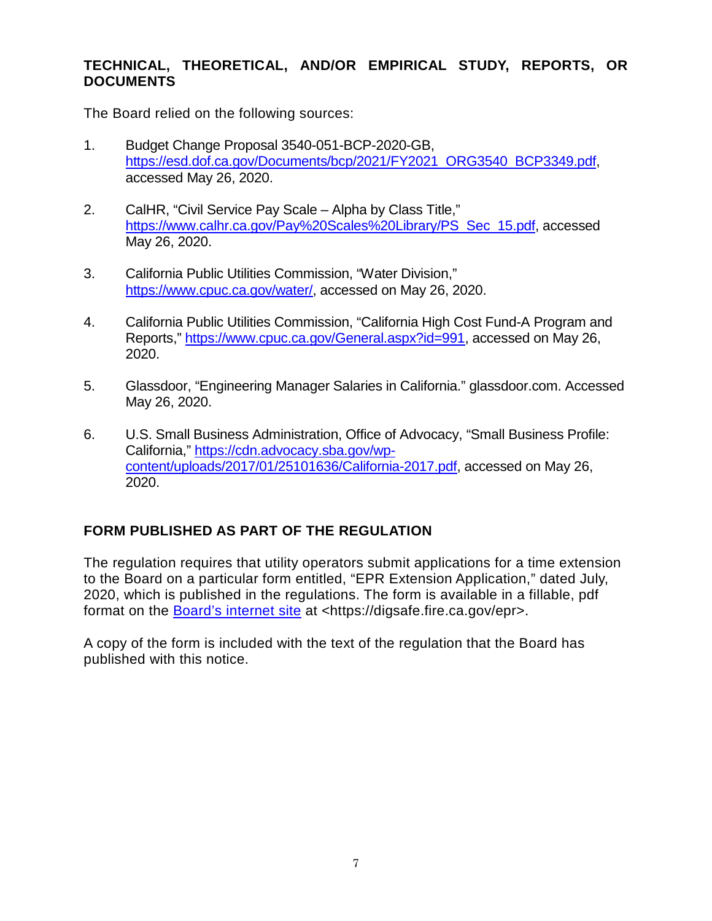## TECHNICAL, THEORETICAL, AND/OR EMPIRICAL STUDY, REPORTS, OR DOCUMENTS

The Board relied on the following sources:

1. Budget Change Proposal 3540-051-BCP-2020-GB, https://esd.dof.ca.gov/Documents/bcp/2021/FY2021_ORG3540_BCP3349.pdf, accessed May 26, 2020.

2. CalHR, "Civil Service Pay Scale – Alpha by Class Title," https://www.calhr.ca.gov/Pay%20Scales%20Library/PS_Sec_15.pdf, accessed May 26, 2020.

3. California Public Utilities Commission, "Water Division," https://www.cpuc.ca.gov/water/, accessed on May 26, 2020.

4. California Public Utilities Commission, "California High Cost Fund-A Program and Reports," https://www.cpuc.ca.gov/General.aspx?id=991, accessed on May 26, 2020.

5. Glassdoor, "Engineering Manager Salaries in California." glassdoor.com. Accessed May 26, 2020.

6. U.S. Small Business Administration, Office of Advocacy, "Small Business Profile: California," https://cdn.advocacy.sba.gov/wp-content/uploads/2017/01/25101636/California-2017.pdf, accessed on May 26, 2020.

## FORM PUBLISHED AS PART OF THE REGULATION

The regulation requires that utility operators submit applications for a time extension to the Board on a particular form entitled, "EPR Extension Application," dated July, 2020, which is published in the regulations. The form is available in a fillable, pdf format on the Board's internet site at <https://digsafe.fire.ca.gov/epr>.

A copy of the form is included with the text of the regulation that the Board has published with this notice.